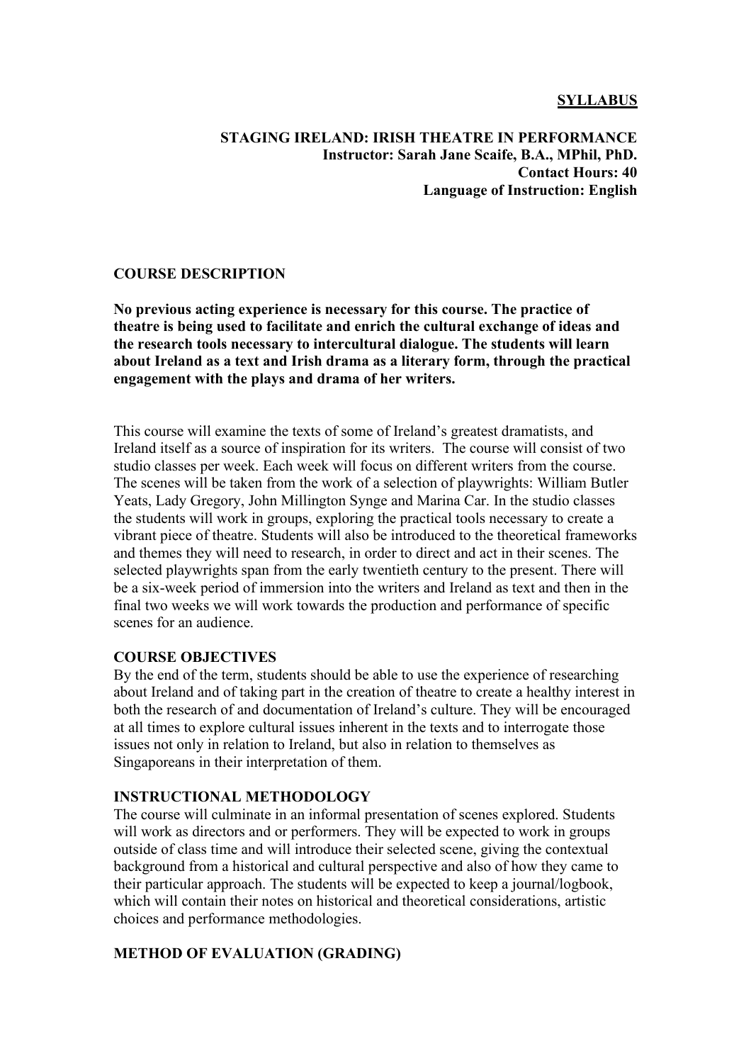**SYLLABUS**

**STAGING IRELAND: IRISH THEATRE IN PERFORMANCE**
**Instructor: Sarah Jane Scaife, B.A., MPhil, PhD.**
**Contact Hours: 40**
**Language of Instruction: English**

## COURSE DESCRIPTION

**No previous acting experience is necessary for this course. The practice of theatre is being used to facilitate and enrich the cultural exchange of ideas and the research tools necessary to intercultural dialogue. The students will learn about Ireland as a text and Irish drama as a literary form, through the practical engagement with the plays and drama of her writers.**

This course will examine the texts of some of Ireland's greatest dramatists, and Ireland itself as a source of inspiration for its writers. The course will consist of two studio classes per week. Each week will focus on different writers from the course. The scenes will be taken from the work of a selection of playwrights: William Butler Yeats, Lady Gregory, John Millington Synge and Marina Car. In the studio classes the students will work in groups, exploring the practical tools necessary to create a vibrant piece of theatre. Students will also be introduced to the theoretical frameworks and themes they will need to research, in order to direct and act in their scenes. The selected playwrights span from the early twentieth century to the present. There will be a six-week period of immersion into the writers and Ireland as text and then in the final two weeks we will work towards the production and performance of specific scenes for an audience.

## COURSE OBJECTIVES

By the end of the term, students should be able to use the experience of researching about Ireland and of taking part in the creation of theatre to create a healthy interest in both the research of and documentation of Ireland's culture. They will be encouraged at all times to explore cultural issues inherent in the texts and to interrogate those issues not only in relation to Ireland, but also in relation to themselves as Singaporeans in their interpretation of them.

## INSTRUCTIONAL METHODOLOGY

The course will culminate in an informal presentation of scenes explored. Students will work as directors and or performers. They will be expected to work in groups outside of class time and will introduce their selected scene, giving the contextual background from a historical and cultural perspective and also of how they came to their particular approach. The students will be expected to keep a journal/logbook, which will contain their notes on historical and theoretical considerations, artistic choices and performance methodologies.

## METHOD OF EVALUATION (GRADING)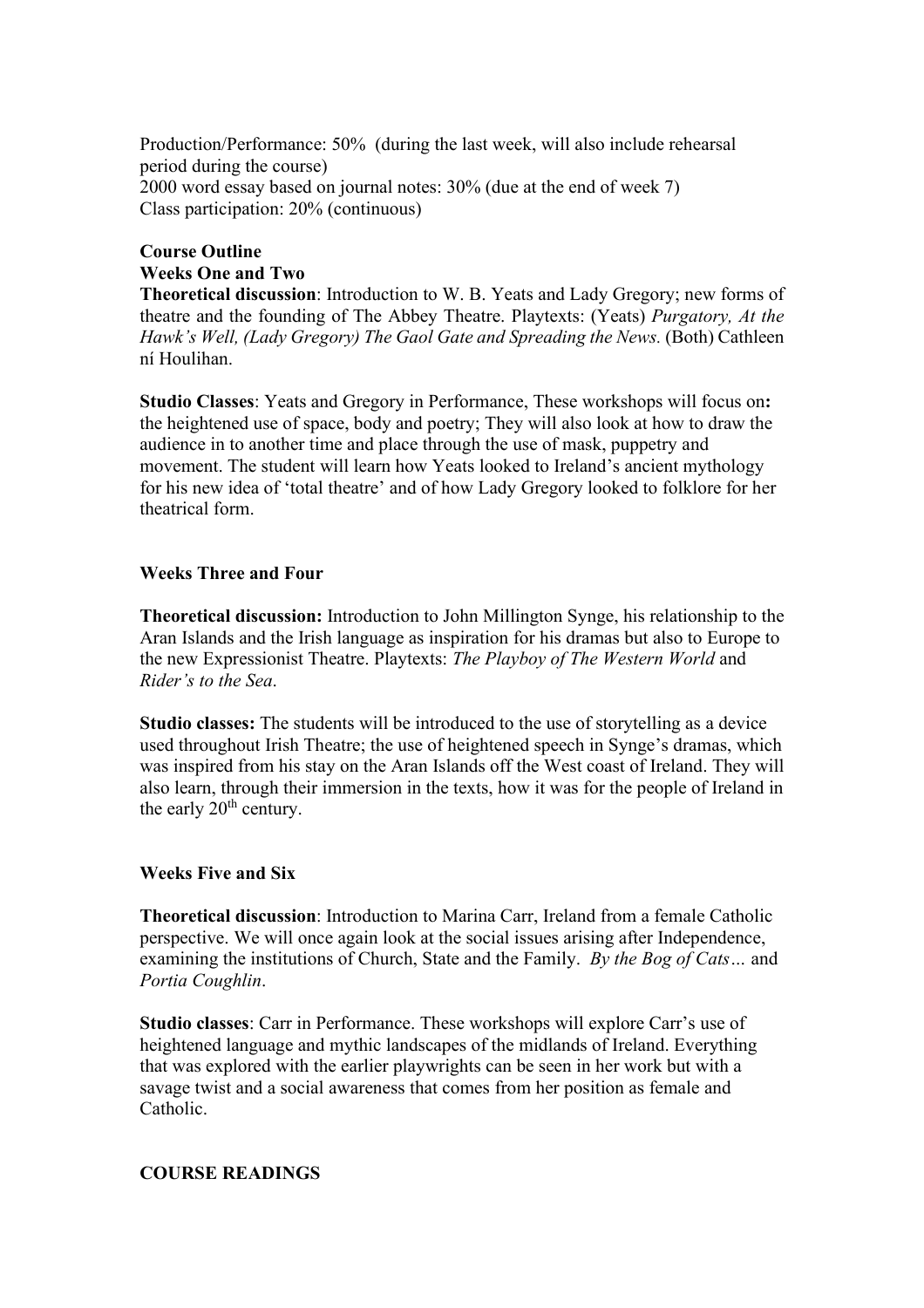Production/Performance: 50% (during the last week, will also include rehearsal period during the course)
2000 word essay based on journal notes: 30% (due at the end of week 7)
Class participation: 20% (continuous)

**Course Outline**
**Weeks One and Two**

**Theoretical discussion**: Introduction to W. B. Yeats and Lady Gregory; new forms of theatre and the founding of The Abbey Theatre. Playtexts: (Yeats) *Purgatory, At the Hawk's Well, (Lady Gregory) The Gaol Gate and Spreading the News.* (Both) Cathleen ní Houlihan.

**Studio Classes**: Yeats and Gregory in Performance, These workshops will focus on**:** the heightened use of space, body and poetry; They will also look at how to draw the audience in to another time and place through the use of mask, puppetry and movement. The student will learn how Yeats looked to Ireland's ancient mythology for his new idea of 'total theatre' and of how Lady Gregory looked to folklore for her theatrical form.

**Weeks Three and Four**

**Theoretical discussion:** Introduction to John Millington Synge, his relationship to the Aran Islands and the Irish language as inspiration for his dramas but also to Europe to the new Expressionist Theatre. Playtexts: *The Playboy of The Western World* and *Rider's to the Sea*.

**Studio classes:** The students will be introduced to the use of storytelling as a device used throughout Irish Theatre; the use of heightened speech in Synge's dramas, which was inspired from his stay on the Aran Islands off the West coast of Ireland. They will also learn, through their immersion in the texts, how it was for the people of Ireland in the early 20th century.

**Weeks Five and Six**

**Theoretical discussion**: Introduction to Marina Carr, Ireland from a female Catholic perspective. We will once again look at the social issues arising after Independence, examining the institutions of Church, State and the Family. *By the Bog of Cats…* and *Portia Coughlin*.

**Studio classes**: Carr in Performance. These workshops will explore Carr's use of heightened language and mythic landscapes of the midlands of Ireland. Everything that was explored with the earlier playwrights can be seen in her work but with a savage twist and a social awareness that comes from her position as female and Catholic.

**COURSE READINGS**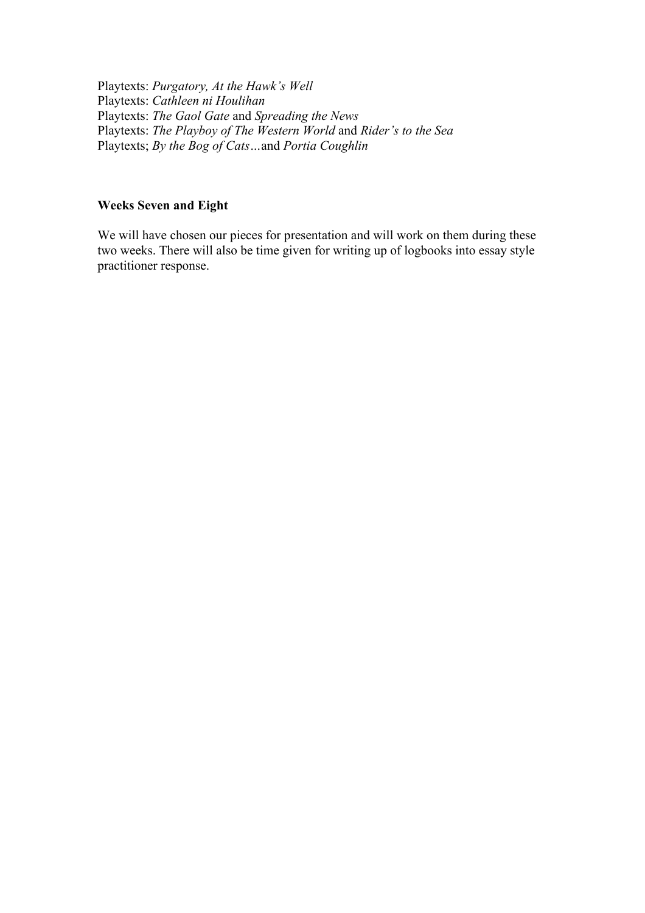Playtexts: *Purgatory, At the Hawk's Well*
Playtexts: *Cathleen ni Houlihan*
Playtexts: *The Gaol Gate* and *Spreading the News*
Playtexts: *The Playboy of The Western World* and *Rider's to the Sea*
Playtexts; *By the Bog of Cats…*and *Portia Coughlin*

**Weeks Seven and Eight**

We will have chosen our pieces for presentation and will work on them during these two weeks. There will also be time given for writing up of logbooks into essay style practitioner response.